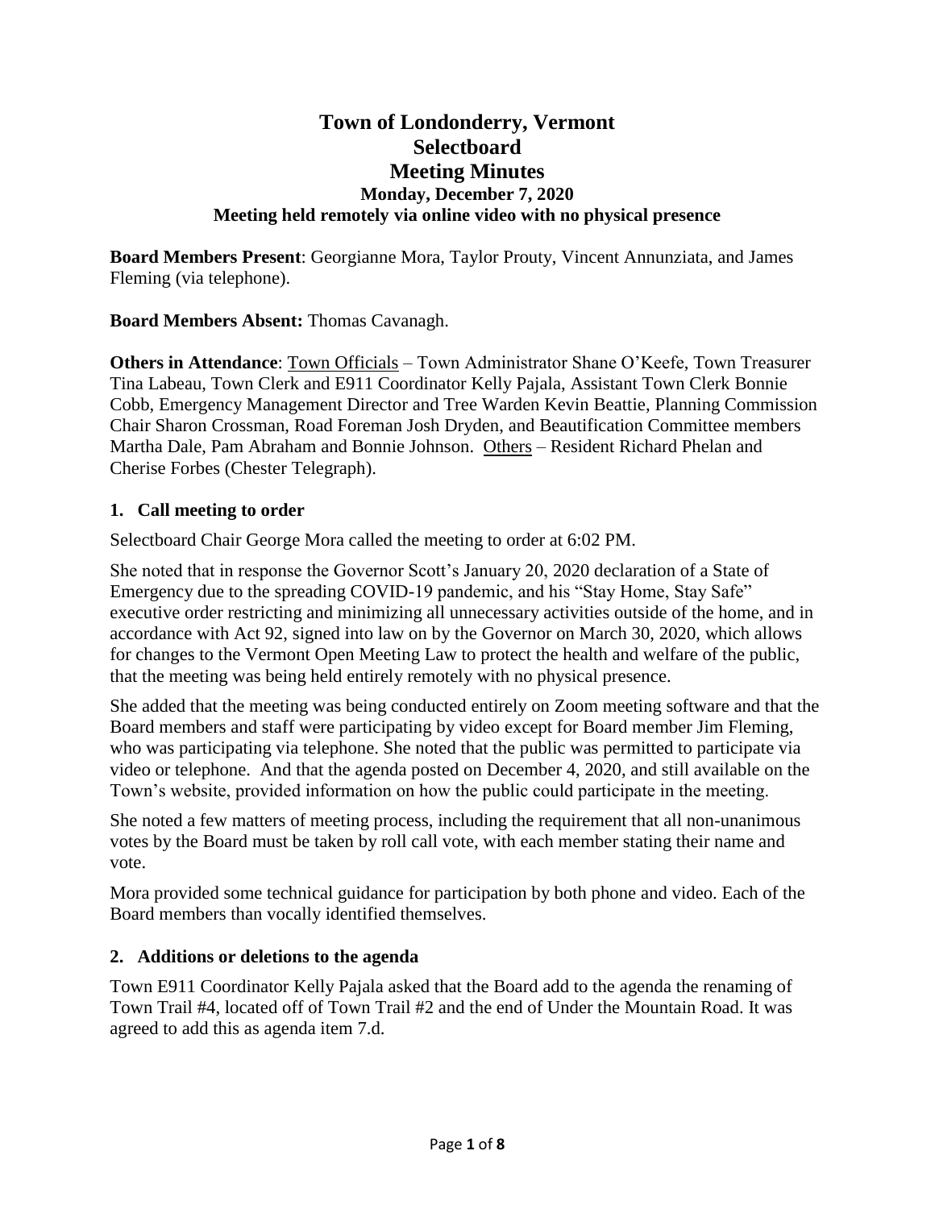# Town of Londonderry, Vermont
# Selectboard
# Meeting Minutes
### Monday, December 7, 2020
### Meeting held remotely via online video with no physical presence

**Board Members Present**: Georgianne Mora, Taylor Prouty, Vincent Annunziata, and James Fleming (via telephone).

**Board Members Absent:** Thomas Cavanagh.

**Others in Attendance**: Town Officials – Town Administrator Shane O'Keefe, Town Treasurer Tina Labeau, Town Clerk and E911 Coordinator Kelly Pajala, Assistant Town Clerk Bonnie Cobb, Emergency Management Director and Tree Warden Kevin Beattie, Planning Commission Chair Sharon Crossman, Road Foreman Josh Dryden, and Beautification Committee members Martha Dale, Pam Abraham and Bonnie Johnson. Others – Resident Richard Phelan and Cherise Forbes (Chester Telegraph).

## 1. Call meeting to order

Selectboard Chair George Mora called the meeting to order at 6:02 PM.

She noted that in response the Governor Scott's January 20, 2020 declaration of a State of Emergency due to the spreading COVID-19 pandemic, and his "Stay Home, Stay Safe" executive order restricting and minimizing all unnecessary activities outside of the home, and in accordance with Act 92, signed into law on by the Governor on March 30, 2020, which allows for changes to the Vermont Open Meeting Law to protect the health and welfare of the public, that the meeting was being held entirely remotely with no physical presence.

She added that the meeting was being conducted entirely on Zoom meeting software and that the Board members and staff were participating by video except for Board member Jim Fleming, who was participating via telephone. She noted that the public was permitted to participate via video or telephone. And that the agenda posted on December 4, 2020, and still available on the Town's website, provided information on how the public could participate in the meeting.

She noted a few matters of meeting process, including the requirement that all non-unanimous votes by the Board must be taken by roll call vote, with each member stating their name and vote.

Mora provided some technical guidance for participation by both phone and video. Each of the Board members than vocally identified themselves.

## 2. Additions or deletions to the agenda

Town E911 Coordinator Kelly Pajala asked that the Board add to the agenda the renaming of Town Trail #4, located off of Town Trail #2 and the end of Under the Mountain Road. It was agreed to add this as agenda item 7.d.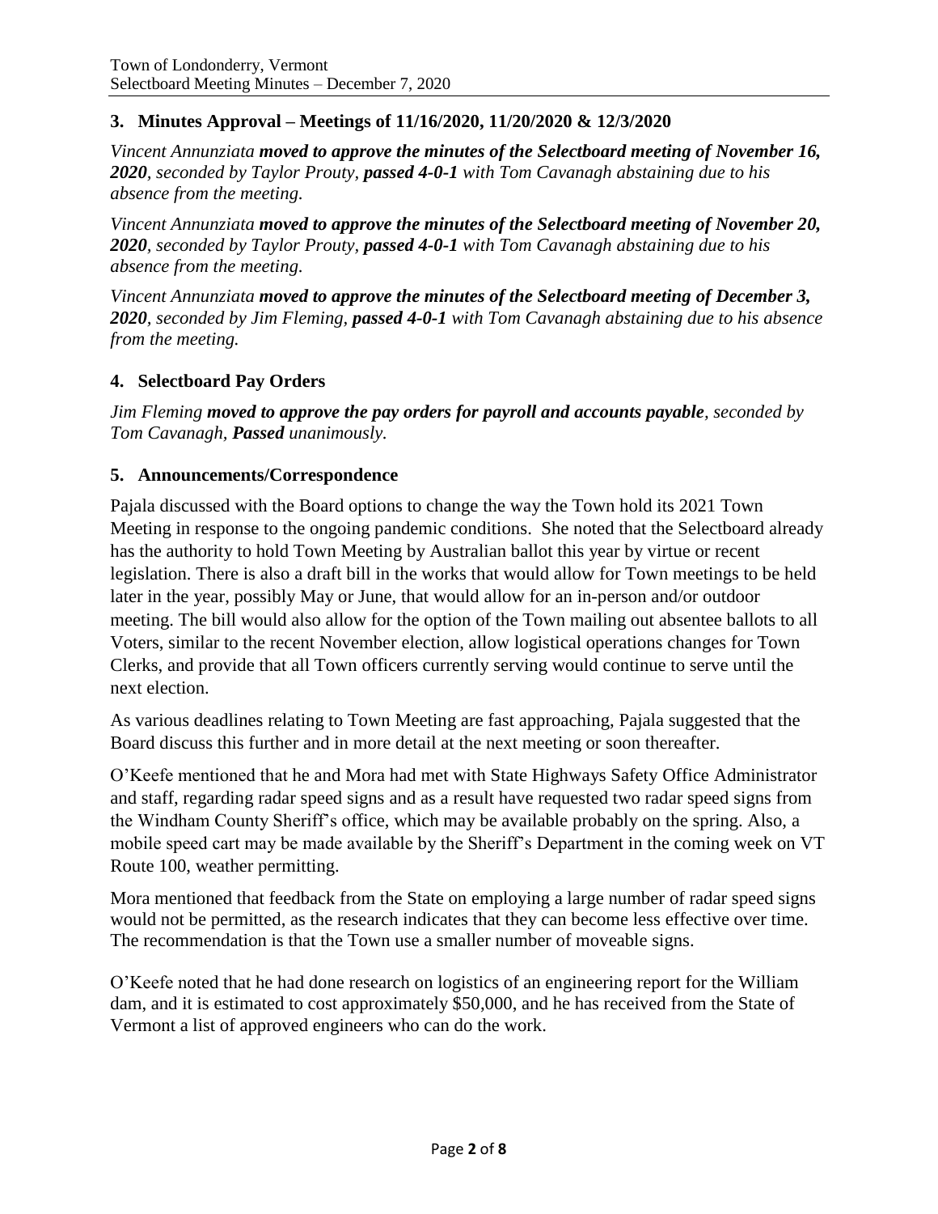## 3. Minutes Approval – Meetings of 11/16/2020, 11/20/2020 & 12/3/2020

*Vincent Annunziata* ***moved to approve the minutes of the Selectboard meeting of November 16, 2020****, seconded by Taylor Prouty,* ***passed 4-0-1*** *with Tom Cavanagh abstaining due to his absence from the meeting.*

*Vincent Annunziata* ***moved to approve the minutes of the Selectboard meeting of November 20, 2020****, seconded by Taylor Prouty,* ***passed 4-0-1*** *with Tom Cavanagh abstaining due to his absence from the meeting.*

*Vincent Annunziata* ***moved to approve the minutes of the Selectboard meeting of December 3, 2020****, seconded by Jim Fleming,* ***passed 4-0-1*** *with Tom Cavanagh abstaining due to his absence from the meeting.*

## 4. Selectboard Pay Orders

*Jim Fleming* ***moved to approve the pay orders for payroll and accounts payable****, seconded by Tom Cavanagh,* ***Passed*** *unanimously.*

## 5. Announcements/Correspondence

Pajala discussed with the Board options to change the way the Town hold its 2021 Town Meeting in response to the ongoing pandemic conditions. She noted that the Selectboard already has the authority to hold Town Meeting by Australian ballot this year by virtue or recent legislation. There is also a draft bill in the works that would allow for Town meetings to be held later in the year, possibly May or June, that would allow for an in-person and/or outdoor meeting. The bill would also allow for the option of the Town mailing out absentee ballots to all Voters, similar to the recent November election, allow logistical operations changes for Town Clerks, and provide that all Town officers currently serving would continue to serve until the next election.

As various deadlines relating to Town Meeting are fast approaching, Pajala suggested that the Board discuss this further and in more detail at the next meeting or soon thereafter.

O'Keefe mentioned that he and Mora had met with State Highways Safety Office Administrator and staff, regarding radar speed signs and as a result have requested two radar speed signs from the Windham County Sheriff's office, which may be available probably on the spring. Also, a mobile speed cart may be made available by the Sheriff's Department in the coming week on VT Route 100, weather permitting.

Mora mentioned that feedback from the State on employing a large number of radar speed signs would not be permitted, as the research indicates that they can become less effective over time. The recommendation is that the Town use a smaller number of moveable signs.

O'Keefe noted that he had done research on logistics of an engineering report for the William dam, and it is estimated to cost approximately $50,000, and he has received from the State of Vermont a list of approved engineers who can do the work.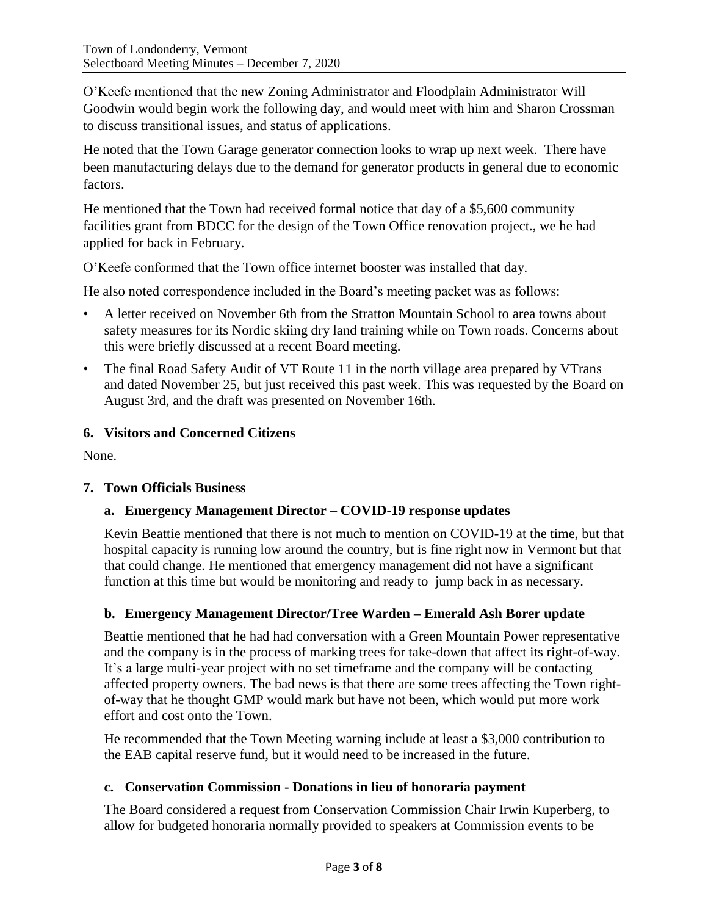O'Keefe mentioned that the new Zoning Administrator and Floodplain Administrator Will Goodwin would begin work the following day, and would meet with him and Sharon Crossman to discuss transitional issues, and status of applications.

He noted that the Town Garage generator connection looks to wrap up next week. There have been manufacturing delays due to the demand for generator products in general due to economic factors.

He mentioned that the Town had received formal notice that day of a $5,600 community facilities grant from BDCC for the design of the Town Office renovation project., we he had applied for back in February.

O'Keefe conformed that the Town office internet booster was installed that day.

He also noted correspondence included in the Board's meeting packet was as follows:

- A letter received on November 6th from the Stratton Mountain School to area towns about safety measures for its Nordic skiing dry land training while on Town roads. Concerns about this were briefly discussed at a recent Board meeting.
- The final Road Safety Audit of VT Route 11 in the north village area prepared by VTrans and dated November 25, but just received this past week. This was requested by the Board on August 3rd, and the draft was presented on November 16th.

## 6. Visitors and Concerned Citizens

None.

## 7. Town Officials Business

### a. Emergency Management Director – COVID-19 response updates

Kevin Beattie mentioned that there is not much to mention on COVID-19 at the time, but that hospital capacity is running low around the country, but is fine right now in Vermont but that that could change. He mentioned that emergency management did not have a significant function at this time but would be monitoring and ready to jump back in as necessary.

### b. Emergency Management Director/Tree Warden – Emerald Ash Borer update

Beattie mentioned that he had had conversation with a Green Mountain Power representative and the company is in the process of marking trees for take-down that affect its right-of-way. It's a large multi-year project with no set timeframe and the company will be contacting affected property owners. The bad news is that there are some trees affecting the Town right-of-way that he thought GMP would mark but have not been, which would put more work effort and cost onto the Town.

He recommended that the Town Meeting warning include at least a $3,000 contribution to the EAB capital reserve fund, but it would need to be increased in the future.

### c. Conservation Commission - Donations in lieu of honoraria payment

The Board considered a request from Conservation Commission Chair Irwin Kuperberg, to allow for budgeted honoraria normally provided to speakers at Commission events to be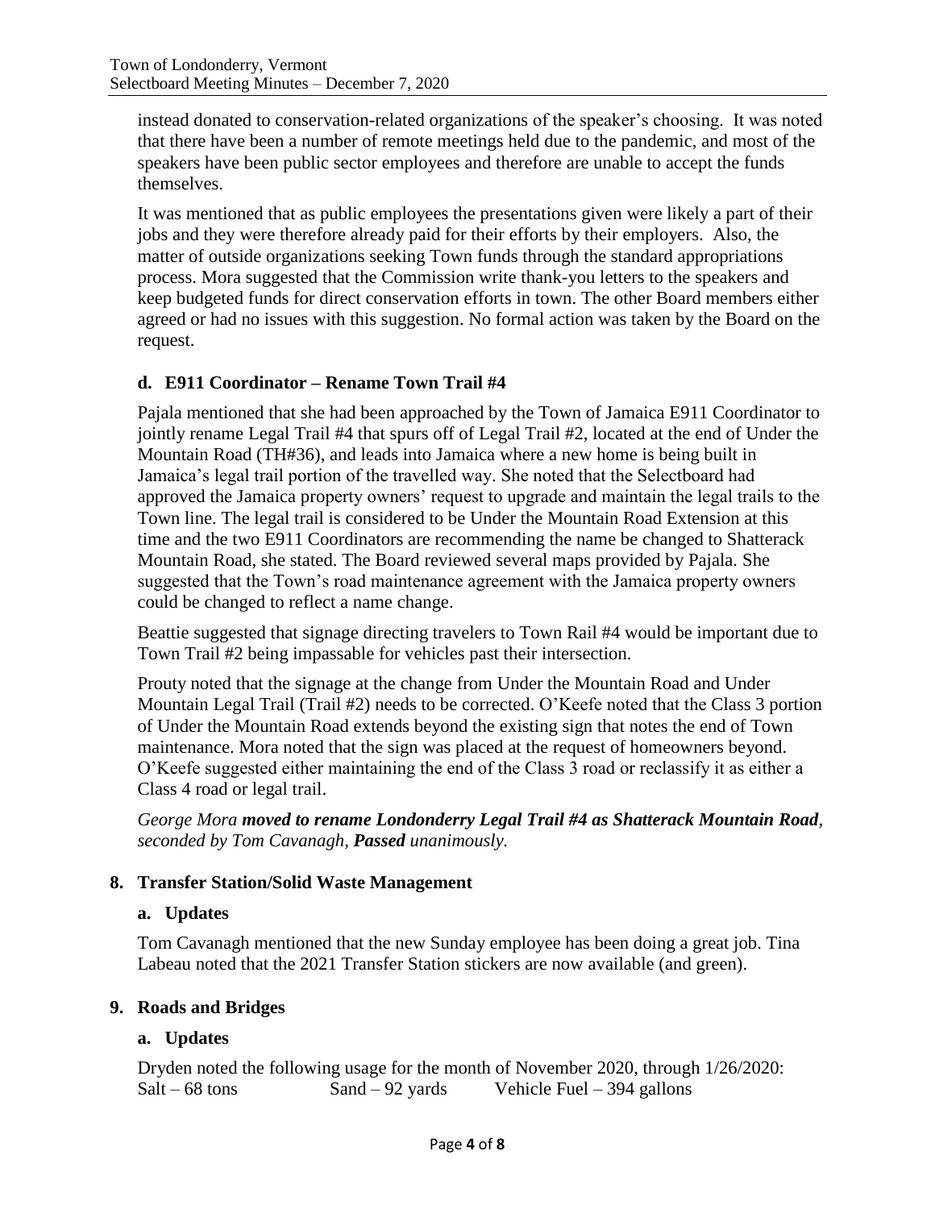instead donated to conservation-related organizations of the speaker's choosing. It was noted that there have been a number of remote meetings held due to the pandemic, and most of the speakers have been public sector employees and therefore are unable to accept the funds themselves.

It was mentioned that as public employees the presentations given were likely a part of their jobs and they were therefore already paid for their efforts by their employers. Also, the matter of outside organizations seeking Town funds through the standard appropriations process. Mora suggested that the Commission write thank-you letters to the speakers and keep budgeted funds for direct conservation efforts in town. The other Board members either agreed or had no issues with this suggestion. No formal action was taken by the Board on the request.

### d. E911 Coordinator – Rename Town Trail #4

Pajala mentioned that she had been approached by the Town of Jamaica E911 Coordinator to jointly rename Legal Trail #4 that spurs off of Legal Trail #2, located at the end of Under the Mountain Road (TH#36), and leads into Jamaica where a new home is being built in Jamaica's legal trail portion of the travelled way. She noted that the Selectboard had approved the Jamaica property owners' request to upgrade and maintain the legal trails to the Town line. The legal trail is considered to be Under the Mountain Road Extension at this time and the two E911 Coordinators are recommending the name be changed to Shatterack Mountain Road, she stated. The Board reviewed several maps provided by Pajala. She suggested that the Town's road maintenance agreement with the Jamaica property owners could be changed to reflect a name change.

Beattie suggested that signage directing travelers to Town Rail #4 would be important due to Town Trail #2 being impassable for vehicles past their intersection.

Prouty noted that the signage at the change from Under the Mountain Road and Under Mountain Legal Trail (Trail #2) needs to be corrected. O'Keefe noted that the Class 3 portion of Under the Mountain Road extends beyond the existing sign that notes the end of Town maintenance. Mora noted that the sign was placed at the request of homeowners beyond. O'Keefe suggested either maintaining the end of the Class 3 road or reclassify it as either a Class 4 road or legal trail.

*George Mora **moved to rename Londonderry Legal Trail #4 as Shatterack Mountain Road**, seconded by Tom Cavanagh, **Passed** unanimously.*

## 8. Transfer Station/Solid Waste Management

### a. Updates

Tom Cavanagh mentioned that the new Sunday employee has been doing a great job. Tina Labeau noted that the 2021 Transfer Station stickers are now available (and green).

## 9. Roads and Bridges

### a. Updates

Dryden noted the following usage for the month of November 2020, through 1/26/2020:
Salt – 68 tons    Sand – 92 yards    Vehicle Fuel – 394 gallons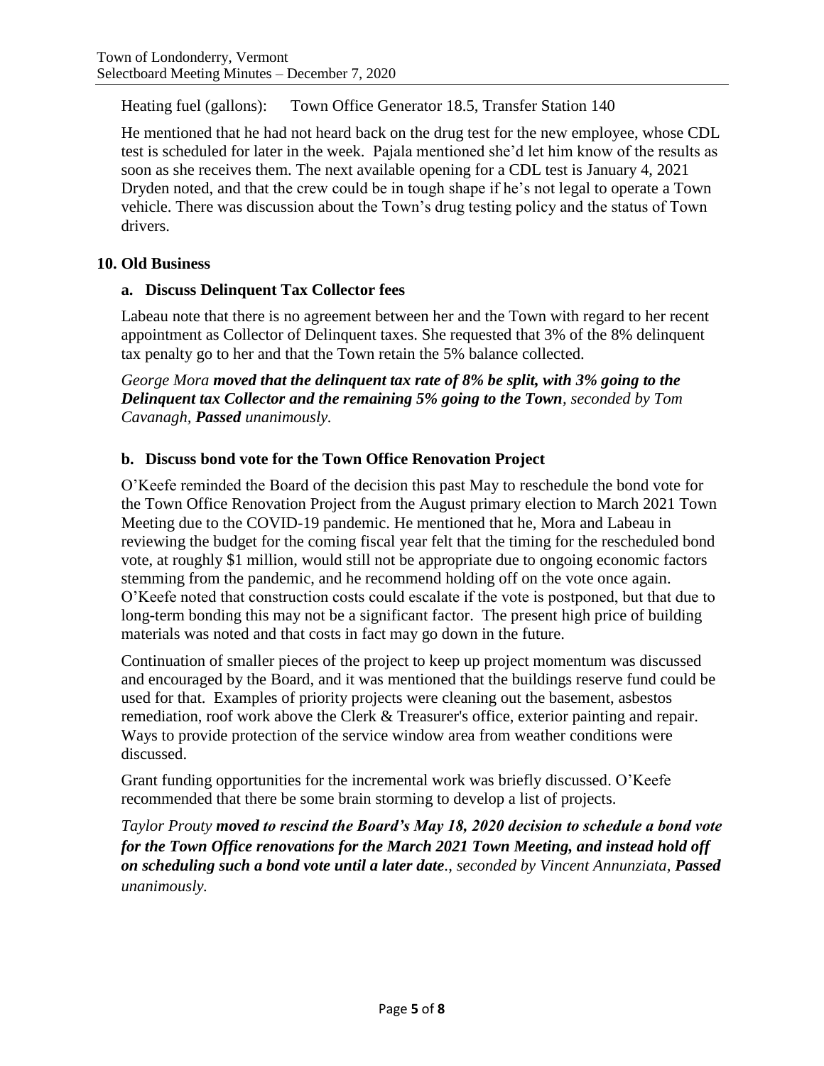Heating fuel (gallons): Town Office Generator 18.5, Transfer Station 140

He mentioned that he had not heard back on the drug test for the new employee, whose CDL test is scheduled for later in the week. Pajala mentioned she'd let him know of the results as soon as she receives them. The next available opening for a CDL test is January 4, 2021 Dryden noted, and that the crew could be in tough shape if he's not legal to operate a Town vehicle. There was discussion about the Town's drug testing policy and the status of Town drivers.

## 10. Old Business

### a. Discuss Delinquent Tax Collector fees

Labeau note that there is no agreement between her and the Town with regard to her recent appointment as Collector of Delinquent taxes. She requested that 3% of the 8% delinquent tax penalty go to her and that the Town retain the 5% balance collected.

*George Mora **moved that the delinquent tax rate of 8% be split, with 3% going to the Delinquent tax Collector and the remaining 5% going to the Town**, seconded by Tom Cavanagh, **Passed** unanimously.*

### b. Discuss bond vote for the Town Office Renovation Project

O'Keefe reminded the Board of the decision this past May to reschedule the bond vote for the Town Office Renovation Project from the August primary election to March 2021 Town Meeting due to the COVID-19 pandemic. He mentioned that he, Mora and Labeau in reviewing the budget for the coming fiscal year felt that the timing for the rescheduled bond vote, at roughly $1 million, would still not be appropriate due to ongoing economic factors stemming from the pandemic, and he recommend holding off on the vote once again. O'Keefe noted that construction costs could escalate if the vote is postponed, but that due to long-term bonding this may not be a significant factor. The present high price of building materials was noted and that costs in fact may go down in the future.

Continuation of smaller pieces of the project to keep up project momentum was discussed and encouraged by the Board, and it was mentioned that the buildings reserve fund could be used for that. Examples of priority projects were cleaning out the basement, asbestos remediation, roof work above the Clerk & Treasurer's office, exterior painting and repair. Ways to provide protection of the service window area from weather conditions were discussed.

Grant funding opportunities for the incremental work was briefly discussed. O'Keefe recommended that there be some brain storming to develop a list of projects.

*Taylor Prouty **moved to rescind the Board's May 18, 2020 decision to schedule a bond vote for the Town Office renovations for the March 2021 Town Meeting, and instead hold off on scheduling such a bond vote until a later date**., seconded by Vincent Annunziata, **Passed** unanimously.*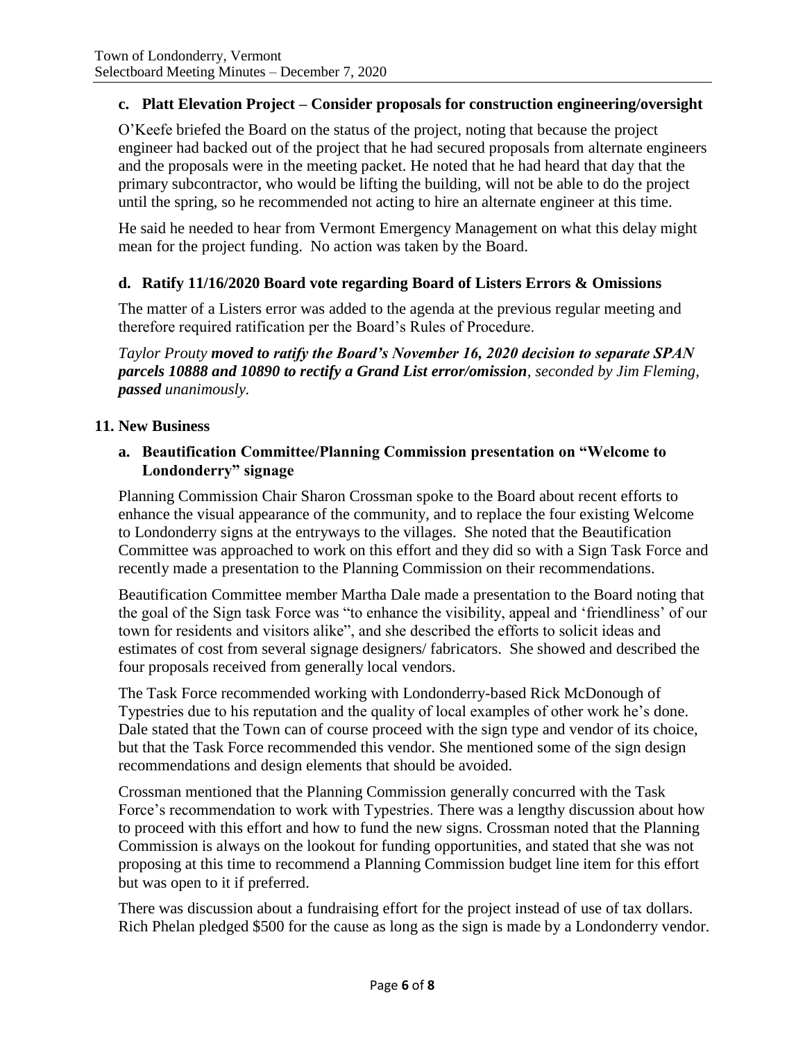### c. Platt Elevation Project – Consider proposals for construction engineering/oversight

O'Keefe briefed the Board on the status of the project, noting that because the project engineer had backed out of the project that he had secured proposals from alternate engineers and the proposals were in the meeting packet. He noted that he had heard that day that the primary subcontractor, who would be lifting the building, will not be able to do the project until the spring, so he recommended not acting to hire an alternate engineer at this time.

He said he needed to hear from Vermont Emergency Management on what this delay might mean for the project funding. No action was taken by the Board.

### d. Ratify 11/16/2020 Board vote regarding Board of Listers Errors & Omissions

The matter of a Listers error was added to the agenda at the previous regular meeting and therefore required ratification per the Board's Rules of Procedure.

*Taylor Prouty **moved to ratify the Board's November 16, 2020 decision to separate SPAN parcels 10888 and 10890 to rectify a Grand List error/omission**, seconded by Jim Fleming, **passed** unanimously.*

## 11. New Business

### a. Beautification Committee/Planning Commission presentation on "Welcome to Londonderry" signage

Planning Commission Chair Sharon Crossman spoke to the Board about recent efforts to enhance the visual appearance of the community, and to replace the four existing Welcome to Londonderry signs at the entryways to the villages. She noted that the Beautification Committee was approached to work on this effort and they did so with a Sign Task Force and recently made a presentation to the Planning Commission on their recommendations.

Beautification Committee member Martha Dale made a presentation to the Board noting that the goal of the Sign task Force was "to enhance the visibility, appeal and 'friendliness' of our town for residents and visitors alike", and she described the efforts to solicit ideas and estimates of cost from several signage designers/ fabricators. She showed and described the four proposals received from generally local vendors.

The Task Force recommended working with Londonderry-based Rick McDonough of Typestries due to his reputation and the quality of local examples of other work he's done. Dale stated that the Town can of course proceed with the sign type and vendor of its choice, but that the Task Force recommended this vendor. She mentioned some of the sign design recommendations and design elements that should be avoided.

Crossman mentioned that the Planning Commission generally concurred with the Task Force's recommendation to work with Typestries. There was a lengthy discussion about how to proceed with this effort and how to fund the new signs. Crossman noted that the Planning Commission is always on the lookout for funding opportunities, and stated that she was not proposing at this time to recommend a Planning Commission budget line item for this effort but was open to it if preferred.

There was discussion about a fundraising effort for the project instead of use of tax dollars. Rich Phelan pledged $500 for the cause as long as the sign is made by a Londonderry vendor.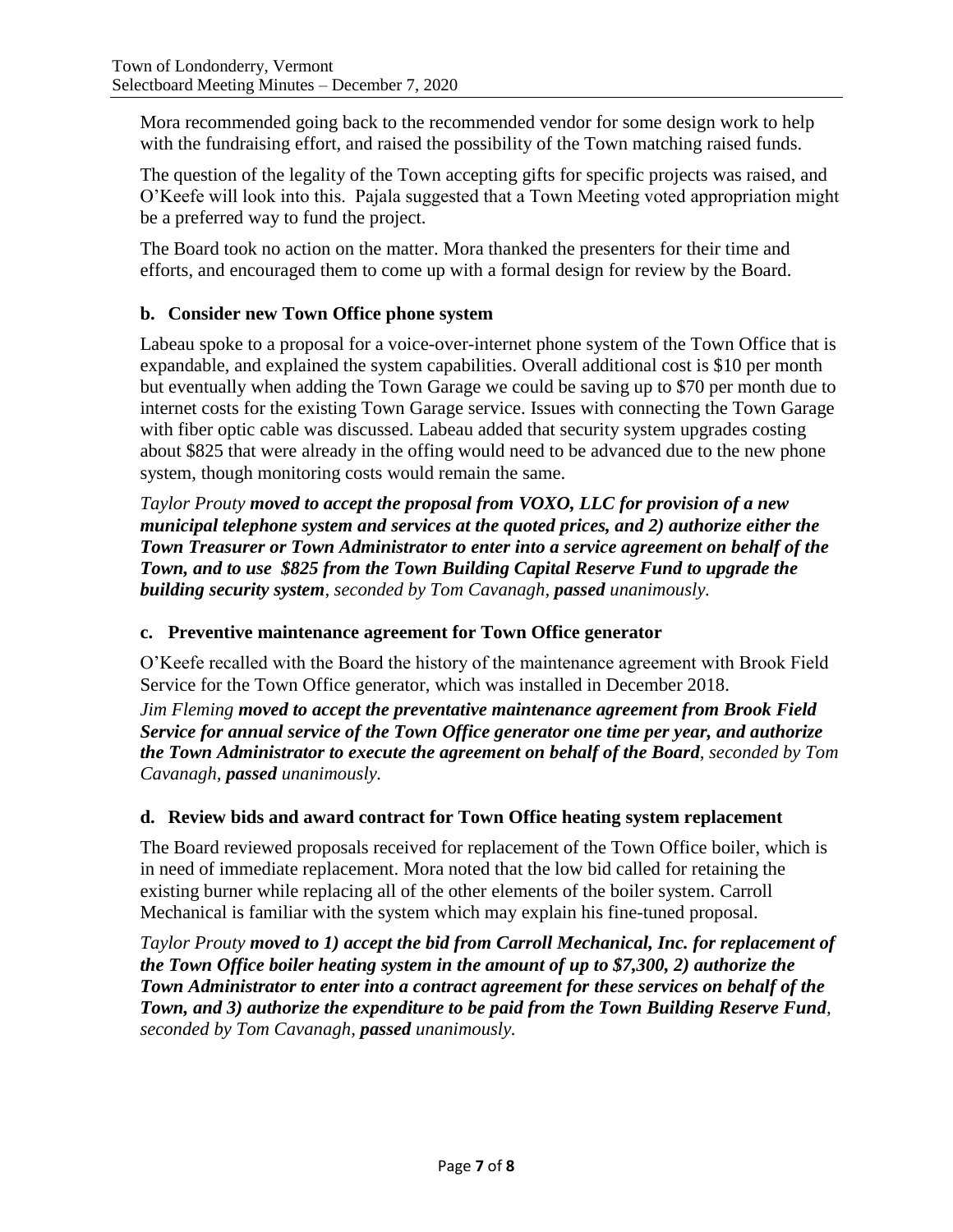Mora recommended going back to the recommended vendor for some design work to help with the fundraising effort, and raised the possibility of the Town matching raised funds.

The question of the legality of the Town accepting gifts for specific projects was raised, and O'Keefe will look into this. Pajala suggested that a Town Meeting voted appropriation might be a preferred way to fund the project.

The Board took no action on the matter. Mora thanked the presenters for their time and efforts, and encouraged them to come up with a formal design for review by the Board.

### b. Consider new Town Office phone system

Labeau spoke to a proposal for a voice-over-internet phone system of the Town Office that is expandable, and explained the system capabilities. Overall additional cost is $10 per month but eventually when adding the Town Garage we could be saving up to $70 per month due to internet costs for the existing Town Garage service. Issues with connecting the Town Garage with fiber optic cable was discussed. Labeau added that security system upgrades costing about $825 that were already in the offing would need to be advanced due to the new phone system, though monitoring costs would remain the same.

*Taylor Prouty **moved to accept the proposal from VOXO, LLC for provision of a new municipal telephone system and services at the quoted prices, and 2) authorize either the Town Treasurer or Town Administrator to enter into a service agreement on behalf of the Town, and to use $825 from the Town Building Capital Reserve Fund to upgrade the building security system**, seconded by Tom Cavanagh, **passed** unanimously.*

### c. Preventive maintenance agreement for Town Office generator

O'Keefe recalled with the Board the history of the maintenance agreement with Brook Field Service for the Town Office generator, which was installed in December 2018.

*Jim Fleming **moved to accept the preventative maintenance agreement from Brook Field Service for annual service of the Town Office generator one time per year, and authorize the Town Administrator to execute the agreement on behalf of the Board**, seconded by Tom Cavanagh, **passed** unanimously.*

### d. Review bids and award contract for Town Office heating system replacement

The Board reviewed proposals received for replacement of the Town Office boiler, which is in need of immediate replacement. Mora noted that the low bid called for retaining the existing burner while replacing all of the other elements of the boiler system. Carroll Mechanical is familiar with the system which may explain his fine-tuned proposal.

*Taylor Prouty **moved to 1) accept the bid from Carroll Mechanical, Inc. for replacement of the Town Office boiler heating system in the amount of up to $7,300, 2) authorize the Town Administrator to enter into a contract agreement for these services on behalf of the Town, and 3) authorize the expenditure to be paid from the Town Building Reserve Fund**, seconded by Tom Cavanagh, **passed** unanimously.*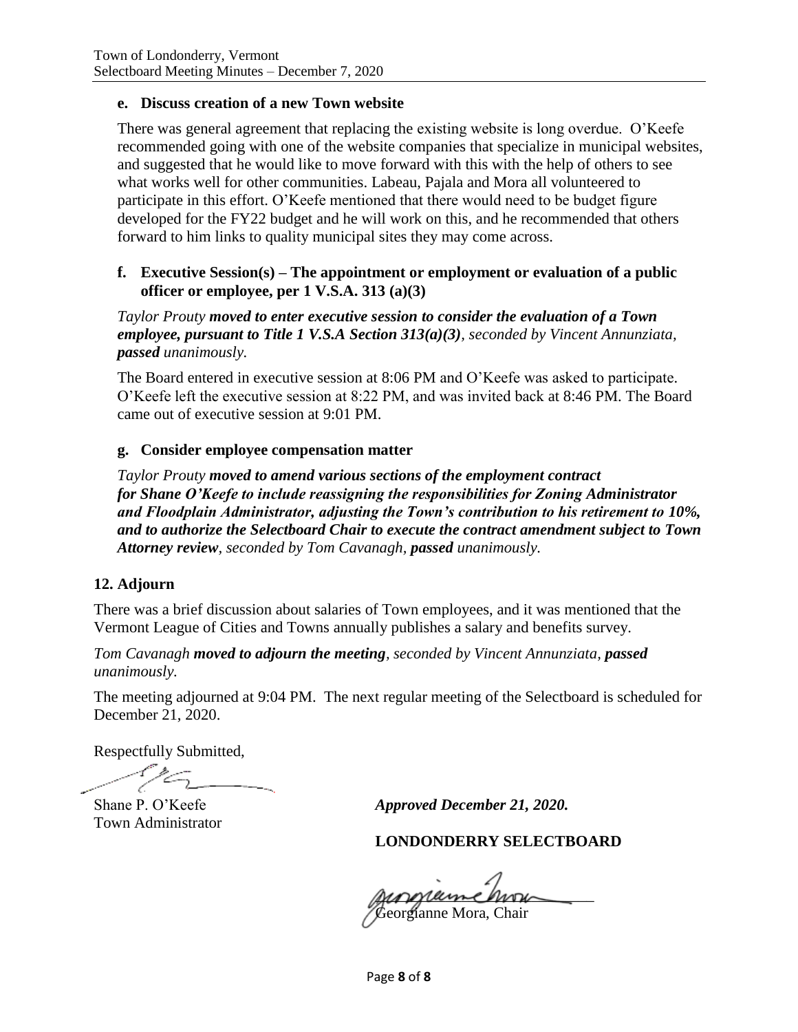**e. Discuss creation of a new Town website**

There was general agreement that replacing the existing website is long overdue. O'Keefe recommended going with one of the website companies that specialize in municipal websites, and suggested that he would like to move forward with this with the help of others to see what works well for other communities. Labeau, Pajala and Mora all volunteered to participate in this effort. O'Keefe mentioned that there would need to be budget figure developed for the FY22 budget and he will work on this, and he recommended that others forward to him links to quality municipal sites they may come across.

**f. Executive Session(s) – The appointment or employment or evaluation of a public officer or employee, per 1 V.S.A. 313 (a)(3)**

*Taylor Prouty* ***moved to enter executive session to consider the evaluation of a Town employee, pursuant to Title 1 V.S.A Section 313(a)(3)****, seconded by Vincent Annunziata,* ***passed*** *unanimously.*

The Board entered in executive session at 8:06 PM and O'Keefe was asked to participate. O'Keefe left the executive session at 8:22 PM, and was invited back at 8:46 PM. The Board came out of executive session at 9:01 PM.

**g. Consider employee compensation matter**

*Taylor Prouty* ***moved to amend various sections of the employment contract for Shane O'Keefe to include reassigning the responsibilities for Zoning Administrator and Floodplain Administrator, adjusting the Town's contribution to his retirement to 10%, and to authorize the Selectboard Chair to execute the contract amendment subject to Town Attorney review****, seconded by Tom Cavanagh,* ***passed*** *unanimously.*

## 12. Adjourn

There was a brief discussion about salaries of Town employees, and it was mentioned that the Vermont League of Cities and Towns annually publishes a salary and benefits survey.

*Tom Cavanagh* ***moved to adjourn the meeting****, seconded by Vincent Annunziata,* ***passed*** *unanimously.*

The meeting adjourned at 9:04 PM. The next regular meeting of the Selectboard is scheduled for December 21, 2020.

Respectfully Submitted,

Shane P. O'Keefe
Town Administrator

***Approved December 21, 2020.***

**LONDONDERRY SELECTBOARD**

Georgianne Mora, Chair